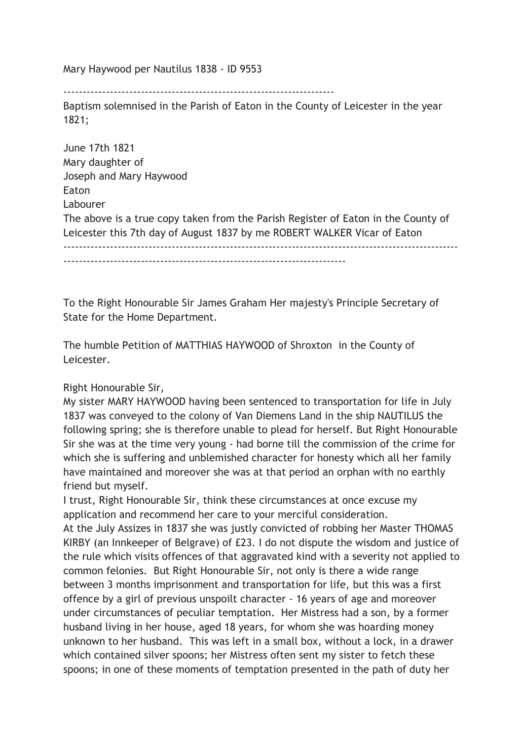Mary Haywood per Nautilus 1838 - ID 9553

--------------------------------------------------------------------

Baptism solemnised in the Parish of Eaton in the County of Leicester in the year 1821;

June 17th 1821
Mary daughter of
Joseph and Mary Haywood
Eaton
Labourer
The above is a true copy taken from the Parish Register of Eaton in the County of Leicester this 7th day of August 1837 by me ROBERT WALKER Vicar of Eaton

----------------------------------------------------------------------------------------------------------------------------------------------------------------------------------------

To the Right Honourable Sir James Graham Her majesty's Principle Secretary of State for the Home Department.

The humble Petition of MATTHIAS HAYWOOD of Shroxton in the County of Leicester.

Right Honourable Sir,
My sister MARY HAYWOOD having been sentenced to transportation for life in July 1837 was conveyed to the colony of Van Diemens Land in the ship NAUTILUS the following spring; she is therefore unable to plead for herself. But Right Honourable Sir she was at the time very young - had borne till the commission of the crime for which she is suffering and unblemished character for honesty which all her family have maintained and moreover she was at that period an orphan with no earthly friend but myself.
I trust, Right Honourable Sir, think these circumstances at once excuse my application and recommend her care to your merciful consideration.
At the July Assizes in 1837 she was justly convicted of robbing her Master THOMAS KIRBY (an Innkeeper of Belgrave) of £23. I do not dispute the wisdom and justice of the rule which visits offences of that aggravated kind with a severity not applied to common felonies. But Right Honourable Sir, not only is there a wide range between 3 months imprisonment and transportation for life, but this was a first offence by a girl of previous unspoilt character - 16 years of age and moreover under circumstances of peculiar temptation. Her Mistress had a son, by a former husband living in her house, aged 18 years, for whom she was hoarding money unknown to her husband. This was left in a small box, without a lock, in a drawer which contained silver spoons; her Mistress often sent my sister to fetch these spoons; in one of these moments of temptation presented in the path of duty her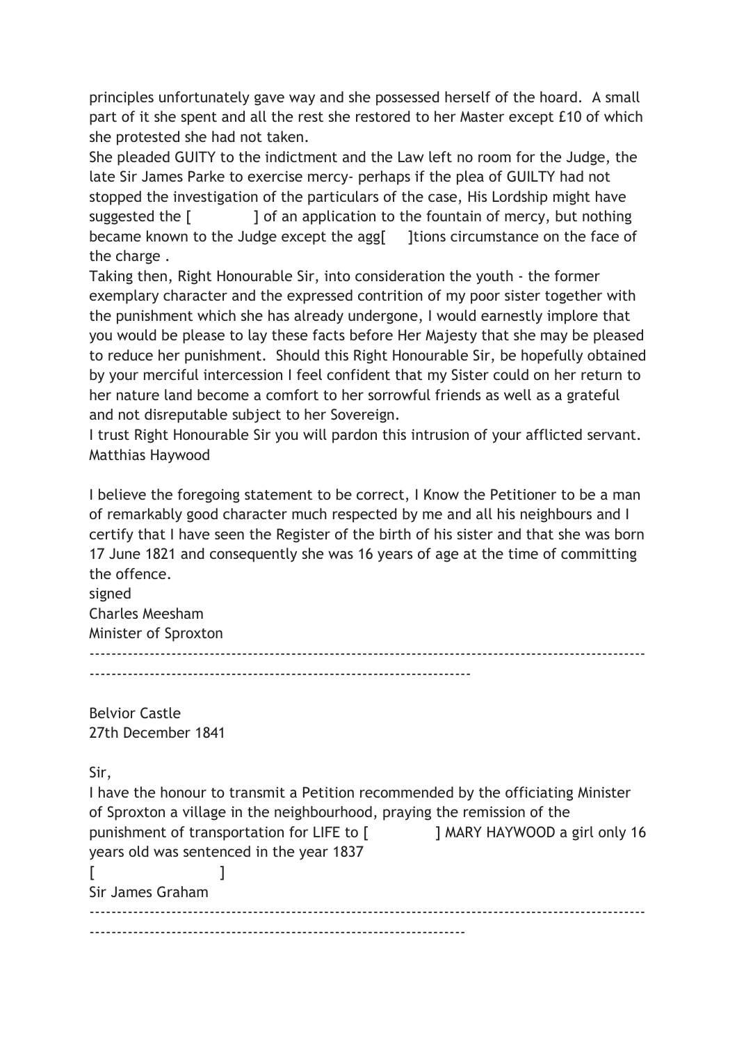principles unfortunately gave way and she possessed herself of the hoard. A small part of it she spent and all the rest she restored to her Master except £10 of which she protested she had not taken.
She pleaded GUITY to the indictment and the Law left no room for the Judge, the late Sir James Parke to exercise mercy- perhaps if the plea of GUILTY had not stopped the investigation of the particulars of the case, His Lordship might have suggested the [ ] of an application to the fountain of mercy, but nothing became known to the Judge except the agg[ ]tions circumstance on the face of the charge .
Taking then, Right Honourable Sir, into consideration the youth - the former exemplary character and the expressed contrition of my poor sister together with the punishment which she has already undergone, I would earnestly implore that you would be please to lay these facts before Her Majesty that she may be pleased to reduce her punishment. Should this Right Honourable Sir, be hopefully obtained by your merciful intercession I feel confident that my Sister could on her return to her nature land become a comfort to her sorrowful friends as well as a grateful and not disreputable subject to her Sovereign.
I trust Right Honourable Sir you will pardon this intrusion of your afflicted servant.
Matthias Haywood

I believe the foregoing statement to be correct, I Know the Petitioner to be a man of remarkably good character much respected by me and all his neighbours and I certify that I have seen the Register of the birth of his sister and that she was born 17 June 1821 and consequently she was 16 years of age at the time of committing the offence.
signed
Charles Meesham
Minister of Sproxton

---

Belvior Castle
27th December 1841

Sir,
I have the honour to transmit a Petition recommended by the officiating Minister of Sproxton a village in the neighbourhood, praying the remission of the punishment of transportation for LIFE to [ ] MARY HAYWOOD a girl only 16 years old was sentenced in the year 1837
[ ]
Sir James Graham

---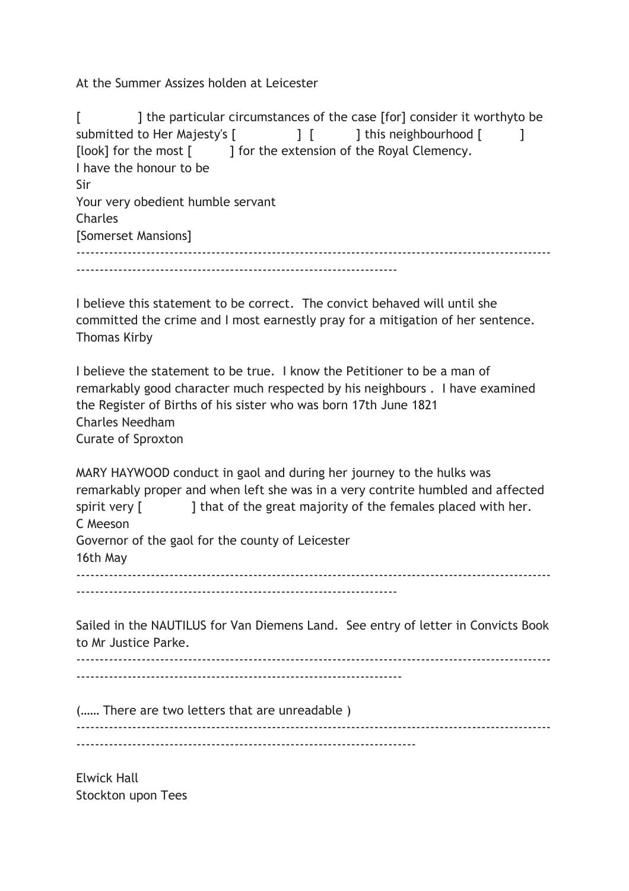At the Summer Assizes holden at Leicester

[ ] the particular circumstances of the case [for] consider it worthyto be submitted to Her Majesty's [ ] [ ] this neighbourhood [ ] [look] for the most [ ] for the extension of the Royal Clemency.
I have the honour to be
Sir
Your very obedient humble servant
Charles
[Somerset Mansions]

---

I believe this statement to be correct. The convict behaved will until she committed the crime and I most earnestly pray for a mitigation of her sentence.
Thomas Kirby

I believe the statement to be true. I know the Petitioner to be a man of remarkably good character much respected by his neighbours . I have examined the Register of Births of his sister who was born 17th June 1821
Charles Needham
Curate of Sproxton

MARY HAYWOOD conduct in gaol and during her journey to the hulks was remarkably proper and when left she was in a very contrite humbled and affected spirit very [ ] that of the great majority of the females placed with her.
C Meeson
Governor of the gaol for the county of Leicester
16th May

---

Sailed in the NAUTILUS for Van Diemens Land. See entry of letter in Convicts Book to Mr Justice Parke.

---

(…… There are two letters that are unreadable )

---

Elwick Hall
Stockton upon Tees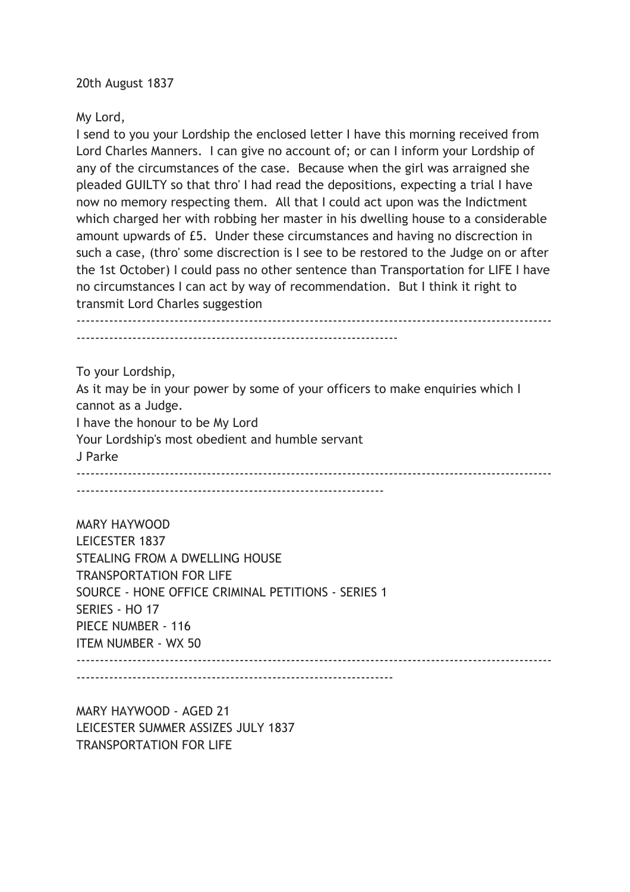20th August 1837

My Lord,

I send to you your Lordship the enclosed letter I have this morning received from Lord Charles Manners. I can give no account of; or can I inform your Lordship of any of the circumstances of the case. Because when the girl was arraigned she pleaded GUILTY so that thro' I had read the depositions, expecting a trial I have now no memory respecting them. All that I could act upon was the Indictment which charged her with robbing her master in his dwelling house to a considerable amount upwards of £5. Under these circumstances and having no discrection in such a case, (thro' some discrection is I see to be restored to the Judge on or after the 1st October) I could pass no other sentence than Transportation for LIFE I have no circumstances I can act by way of recommendation. But I think it right to transmit Lord Charles suggestion

---

To your Lordship,

As it may be in your power by some of your officers to make enquiries which I cannot as a Judge.

I have the honour to be My Lord

Your Lordship's most obedient and humble servant

J Parke

---

MARY HAYWOOD

LEICESTER 1837

STEALING FROM A DWELLING HOUSE

TRANSPORTATION FOR LIFE

SOURCE - HONE OFFICE CRIMINAL PETITIONS - SERIES 1

SERIES - HO 17

PIECE NUMBER - 116

ITEM NUMBER - WX 50

---

MARY HAYWOOD - AGED 21

LEICESTER SUMMER ASSIZES JULY 1837

TRANSPORTATION FOR LIFE